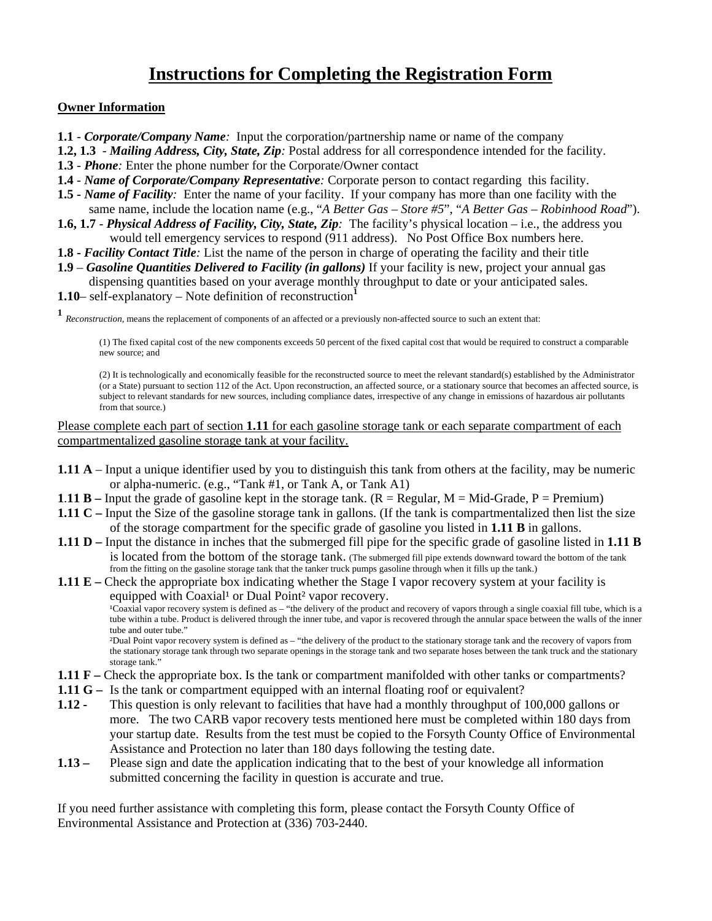# Instructions for Completing the Registration Form

**Owner Information**

**1.1** - ***Corporate/Company Name**:* Input the corporation/partnership name or name of the company
**1.2, 1.3** - ***Mailing Address, City, State, Zip**:* Postal address for all correspondence intended for the facility.
**1.3** - ***Phone**:* Enter the phone number for the Corporate/Owner contact
**1.4** - ***Name of Corporate/Company Representative**:* Corporate person to contact regarding this facility.
**1.5** - ***Name of Facility**:* Enter the name of your facility. If your company has more than one facility with the same name, include the location name (e.g., "*A Better Gas – Store #5*", "*A Better Gas – Robinhood Road*").
**1.6, 1.7** - ***Physical Address of Facility, City, State, Zip**:* The facility's physical location – i.e., the address you would tell emergency services to respond (911 address). No Post Office Box numbers here.
**1.8** - ***Facility Contact Title**:* List the name of the person in charge of operating the facility and their title
**1.9** – ***Gasoline Quantities Delivered to Facility (in gallons)*** If your facility is new, project your annual gas dispensing quantities based on your average monthly throughput to date or your anticipated sales.
**1.10**– self-explanatory – Note definition of reconstruction[1]

[1] *Reconstruction*, means the replacement of components of an affected or a previously non-affected source to such an extent that:

(1) The fixed capital cost of the new components exceeds 50 percent of the fixed capital cost that would be required to construct a comparable new source; and

(2) It is technologically and economically feasible for the reconstructed source to meet the relevant standard(s) established by the Administrator (or a State) pursuant to section 112 of the Act. Upon reconstruction, an affected source, or a stationary source that becomes an affected source, is subject to relevant standards for new sources, including compliance dates, irrespective of any change in emissions of hazardous air pollutants from that source.)

<u>Please complete each part of section **1.11** for each gasoline storage tank or each separate compartment of each compartmentalized gasoline storage tank at your facility.</u>

**1.11 A** – Input a unique identifier used by you to distinguish this tank from others at the facility, may be numeric or alpha-numeric. (e.g., "Tank #1, or Tank A, or Tank A1)
**1.11 B** – Input the grade of gasoline kept in the storage tank. (R = Regular, M = Mid-Grade, P = Premium)
**1.11 C** – Input the Size of the gasoline storage tank in gallons. (If the tank is compartmentalized then list the size of the storage compartment for the specific grade of gasoline you listed in **1.11 B** in gallons.
**1.11 D** – Input the distance in inches that the submerged fill pipe for the specific grade of gasoline listed in **1.11 B** is located from the bottom of the storage tank. (The submerged fill pipe extends downward toward the bottom of the tank from the fitting on the gasoline storage tank that the tanker truck pumps gasoline through when it fills up the tank.)
**1.11 E** – Check the appropriate box indicating whether the Stage I vapor recovery system at your facility is equipped with Coaxial[1] or Dual Point[2] vapor recovery.

[1]Coaxial vapor recovery system is defined as – "the delivery of the product and recovery of vapors through a single coaxial fill tube, which is a tube within a tube. Product is delivered through the inner tube, and vapor is recovered through the annular space between the walls of the inner tube and outer tube."
[2]Dual Point vapor recovery system is defined as – "the delivery of the product to the stationary storage tank and the recovery of vapors from the stationary storage tank through two separate openings in the storage tank and two separate hoses between the tank truck and the stationary storage tank."

**1.11 F** – Check the appropriate box. Is the tank or compartment manifolded with other tanks or compartments?
**1.11 G** – Is the tank or compartment equipped with an internal floating roof or equivalent?
**1.12** - This question is only relevant to facilities that have had a monthly throughput of 100,000 gallons or more. The two CARB vapor recovery tests mentioned here must be completed within 180 days from your startup date. Results from the test must be copied to the Forsyth County Office of Environmental Assistance and Protection no later than 180 days following the testing date.
**1.13** – Please sign and date the application indicating that to the best of your knowledge all information submitted concerning the facility in question is accurate and true.

If you need further assistance with completing this form, please contact the Forsyth County Office of Environmental Assistance and Protection at (336) 703-2440.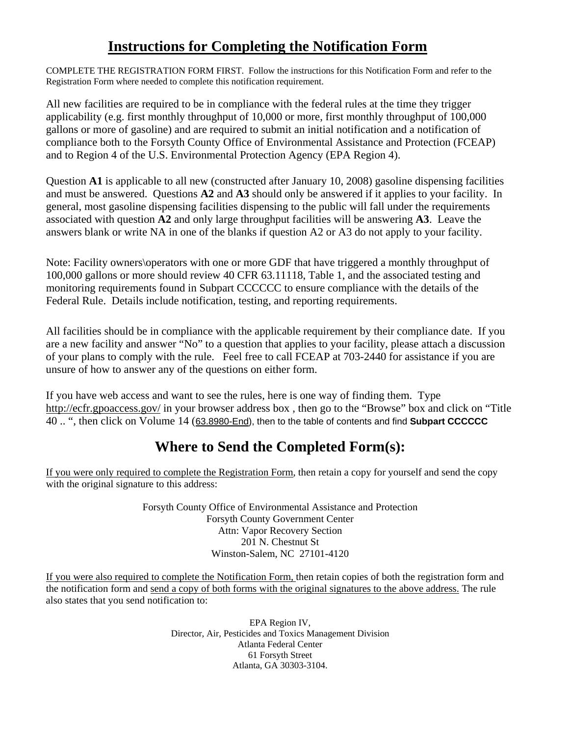# Instructions for Completing the Notification Form

COMPLETE THE REGISTRATION FORM FIRST. Follow the instructions for this Notification Form and refer to the Registration Form where needed to complete this notification requirement.

All new facilities are required to be in compliance with the federal rules at the time they trigger applicability (e.g. first monthly throughput of 10,000 or more, first monthly throughput of 100,000 gallons or more of gasoline) and are required to submit an initial notification and a notification of compliance both to the Forsyth County Office of Environmental Assistance and Protection (FCEAP) and to Region 4 of the U.S. Environmental Protection Agency (EPA Region 4).

Question **A1** is applicable to all new (constructed after January 10, 2008) gasoline dispensing facilities and must be answered. Questions **A2** and **A3** should only be answered if it applies to your facility. In general, most gasoline dispensing facilities dispensing to the public will fall under the requirements associated with question **A2** and only large throughput facilities will be answering **A3**. Leave the answers blank or write NA in one of the blanks if question A2 or A3 do not apply to your facility.

Note: Facility owners\operators with one or more GDF that have triggered a monthly throughput of 100,000 gallons or more should review 40 CFR 63.11118, Table 1, and the associated testing and monitoring requirements found in Subpart CCCCCC to ensure compliance with the details of the Federal Rule. Details include notification, testing, and reporting requirements.

All facilities should be in compliance with the applicable requirement by their compliance date. If you are a new facility and answer "No" to a question that applies to your facility, please attach a discussion of your plans to comply with the rule. Feel free to call FCEAP at 703-2440 for assistance if you are unsure of how to answer any of the questions on either form.

If you have web access and want to see the rules, here is one way of finding them. Type http://ecfr.gpoaccess.gov/ in your browser address box , then go to the "Browse" box and click on "Title 40 .. ", then click on Volume 14 (63.8980-End), then to the table of contents and find **Subpart CCCCCC**

## Where to Send the Completed Form(s):

If you were only required to complete the Registration Form, then retain a copy for yourself and send the copy with the original signature to this address:

Forsyth County Office of Environmental Assistance and Protection
Forsyth County Government Center
Attn: Vapor Recovery Section
201 N. Chestnut St
Winston-Salem, NC 27101-4120

If you were also required to complete the Notification Form, then retain copies of both the registration form and the notification form and send a copy of both forms with the original signatures to the above address. The rule also states that you send notification to:

EPA Region IV,
Director, Air, Pesticides and Toxics Management Division
Atlanta Federal Center
61 Forsyth Street
Atlanta, GA 30303-3104.